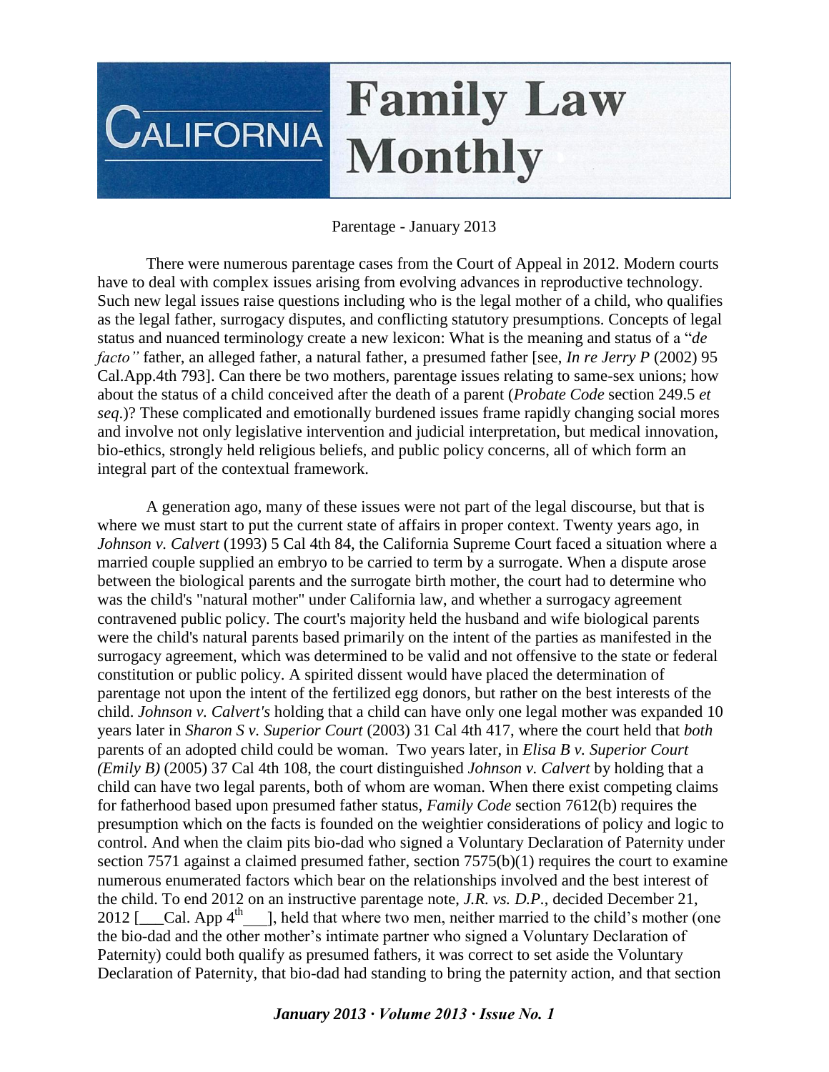# CALIFORNIA Family Law Monthly

Parentage - January 2013

There were numerous parentage cases from the Court of Appeal in 2012. Modern courts have to deal with complex issues arising from evolving advances in reproductive technology. Such new legal issues raise questions including who is the legal mother of a child, who qualifies as the legal father, surrogacy disputes, and conflicting statutory presumptions. Concepts of legal status and nuanced terminology create a new lexicon: What is the meaning and status of a "*de facto"* father, an alleged father, a natural father, a presumed father [see, *In re Jerry P* (2002) 95 Cal.App.4th 793]. Can there be two mothers, parentage issues relating to same-sex unions; how about the status of a child conceived after the death of a parent (*Probate Code* section 249.5 *et seq*.)? These complicated and emotionally burdened issues frame rapidly changing social mores and involve not only legislative intervention and judicial interpretation, but medical innovation, bio-ethics, strongly held religious beliefs, and public policy concerns, all of which form an integral part of the contextual framework.

A generation ago, many of these issues were not part of the legal discourse, but that is where we must start to put the current state of affairs in proper context. Twenty years ago, in *Johnson v. Calvert* (1993) 5 Cal 4th 84, the California Supreme Court faced a situation where a married couple supplied an embryo to be carried to term by a surrogate. When a dispute arose between the biological parents and the surrogate birth mother, the court had to determine who was the child's "natural mother" under California law, and whether a surrogacy agreement contravened public policy. The court's majority held the husband and wife biological parents were the child's natural parents based primarily on the intent of the parties as manifested in the surrogacy agreement, which was determined to be valid and not offensive to the state or federal constitution or public policy. A spirited dissent would have placed the determination of parentage not upon the intent of the fertilized egg donors, but rather on the best interests of the child. *Johnson v. Calvert's* holding that a child can have only one legal mother was expanded 10 years later in *Sharon S v. Superior Court* (2003) 31 Cal 4th 417, where the court held that *both* parents of an adopted child could be woman. Two years later, in *Elisa B v. Superior Court (Emily B)* (2005) 37 Cal 4th 108, the court distinguished *Johnson v. Calvert* by holding that a child can have two legal parents, both of whom are woman. When there exist competing claims for fatherhood based upon presumed father status, *Family Code* section 7612(b) requires the presumption which on the facts is founded on the weightier considerations of policy and logic to control. And when the claim pits bio-dad who signed a Voluntary Declaration of Paternity under section 7571 against a claimed presumed father, section 7575(b)(1) requires the court to examine numerous enumerated factors which bear on the relationships involved and the best interest of the child. To end 2012 on an instructive parentage note, *J.R. vs. D.P.*, decided December 21, 2012 [___Cal. App 4th___], held that where two men, neither married to the child's mother (one the bio-dad and the other mother's intimate partner who signed a Voluntary Declaration of Paternity) could both qualify as presumed fathers, it was correct to set aside the Voluntary Declaration of Paternity, that bio-dad had standing to bring the paternity action, and that section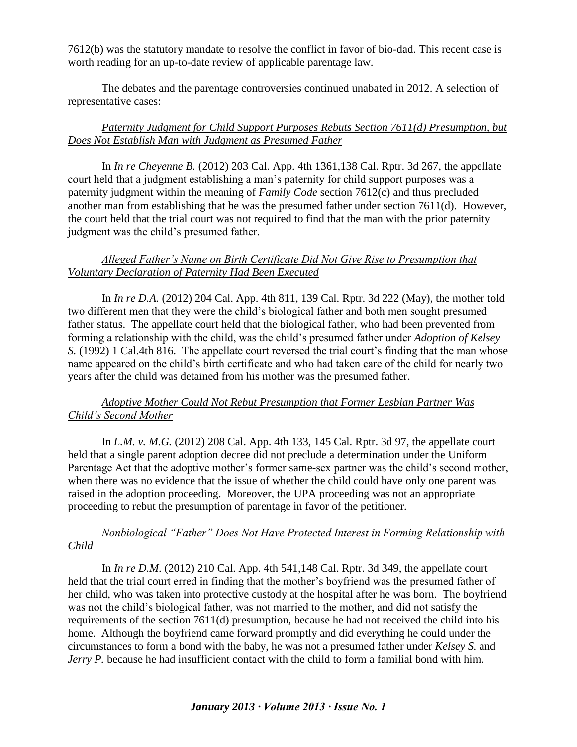7612(b) was the statutory mandate to resolve the conflict in favor of bio-dad. This recent case is worth reading for an up-to-date review of applicable parentage law.

The debates and the parentage controversies continued unabated in 2012. A selection of representative cases:

*Paternity Judgment for Child Support Purposes Rebuts Section 7611(d) Presumption, but Does Not Establish Man with Judgment as Presumed Father*

In *In re Cheyenne B.* (2012) 203 Cal. App. 4th 1361,138 Cal. Rptr. 3d 267, the appellate court held that a judgment establishing a man's paternity for child support purposes was a paternity judgment within the meaning of *Family Code* section 7612(c) and thus precluded another man from establishing that he was the presumed father under section 7611(d). However, the court held that the trial court was not required to find that the man with the prior paternity judgment was the child's presumed father.

*Alleged Father's Name on Birth Certificate Did Not Give Rise to Presumption that Voluntary Declaration of Paternity Had Been Executed*

In *In re D.A.* (2012) 204 Cal. App. 4th 811, 139 Cal. Rptr. 3d 222 (May), the mother told two different men that they were the child's biological father and both men sought presumed father status. The appellate court held that the biological father, who had been prevented from forming a relationship with the child, was the child's presumed father under *Adoption of Kelsey S.* (1992) 1 Cal.4th 816. The appellate court reversed the trial court's finding that the man whose name appeared on the child's birth certificate and who had taken care of the child for nearly two years after the child was detained from his mother was the presumed father.

*Adoptive Mother Could Not Rebut Presumption that Former Lesbian Partner Was Child's Second Mother*

In *L.M. v. M.G.* (2012) 208 Cal. App. 4th 133, 145 Cal. Rptr. 3d 97, the appellate court held that a single parent adoption decree did not preclude a determination under the Uniform Parentage Act that the adoptive mother's former same-sex partner was the child's second mother, when there was no evidence that the issue of whether the child could have only one parent was raised in the adoption proceeding. Moreover, the UPA proceeding was not an appropriate proceeding to rebut the presumption of parentage in favor of the petitioner.

*Nonbiological "Father" Does Not Have Protected Interest in Forming Relationship with Child*

In *In re D.M.* (2012) 210 Cal. App. 4th 541,148 Cal. Rptr. 3d 349, the appellate court held that the trial court erred in finding that the mother's boyfriend was the presumed father of her child, who was taken into protective custody at the hospital after he was born. The boyfriend was not the child's biological father, was not married to the mother, and did not satisfy the requirements of the section 7611(d) presumption, because he had not received the child into his home. Although the boyfriend came forward promptly and did everything he could under the circumstances to form a bond with the baby, he was not a presumed father under *Kelsey S.* and *Jerry P.* because he had insufficient contact with the child to form a familial bond with him.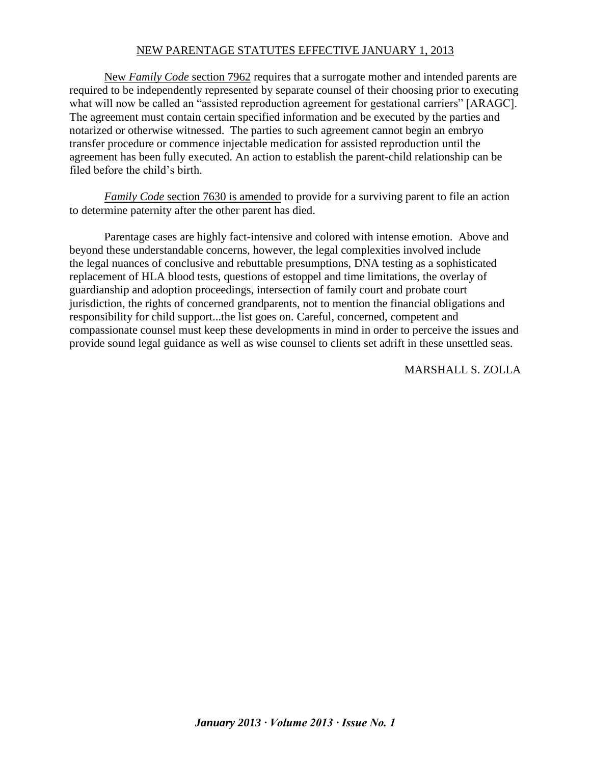NEW PARENTAGE STATUTES EFFECTIVE JANUARY 1, 2013

New *Family Code* section 7962 requires that a surrogate mother and intended parents are required to be independently represented by separate counsel of their choosing prior to executing what will now be called an "assisted reproduction agreement for gestational carriers" [ARAGC]. The agreement must contain certain specified information and be executed by the parties and notarized or otherwise witnessed. The parties to such agreement cannot begin an embryo transfer procedure or commence injectable medication for assisted reproduction until the agreement has been fully executed. An action to establish the parent-child relationship can be filed before the child's birth.

*Family Code* section 7630 is amended to provide for a surviving parent to file an action to determine paternity after the other parent has died.

Parentage cases are highly fact-intensive and colored with intense emotion. Above and beyond these understandable concerns, however, the legal complexities involved include the legal nuances of conclusive and rebuttable presumptions, DNA testing as a sophisticated replacement of HLA blood tests, questions of estoppel and time limitations, the overlay of guardianship and adoption proceedings, intersection of family court and probate court jurisdiction, the rights of concerned grandparents, not to mention the financial obligations and responsibility for child support...the list goes on. Careful, concerned, competent and compassionate counsel must keep these developments in mind in order to perceive the issues and provide sound legal guidance as well as wise counsel to clients set adrift in these unsettled seas.

MARSHALL S. ZOLLA